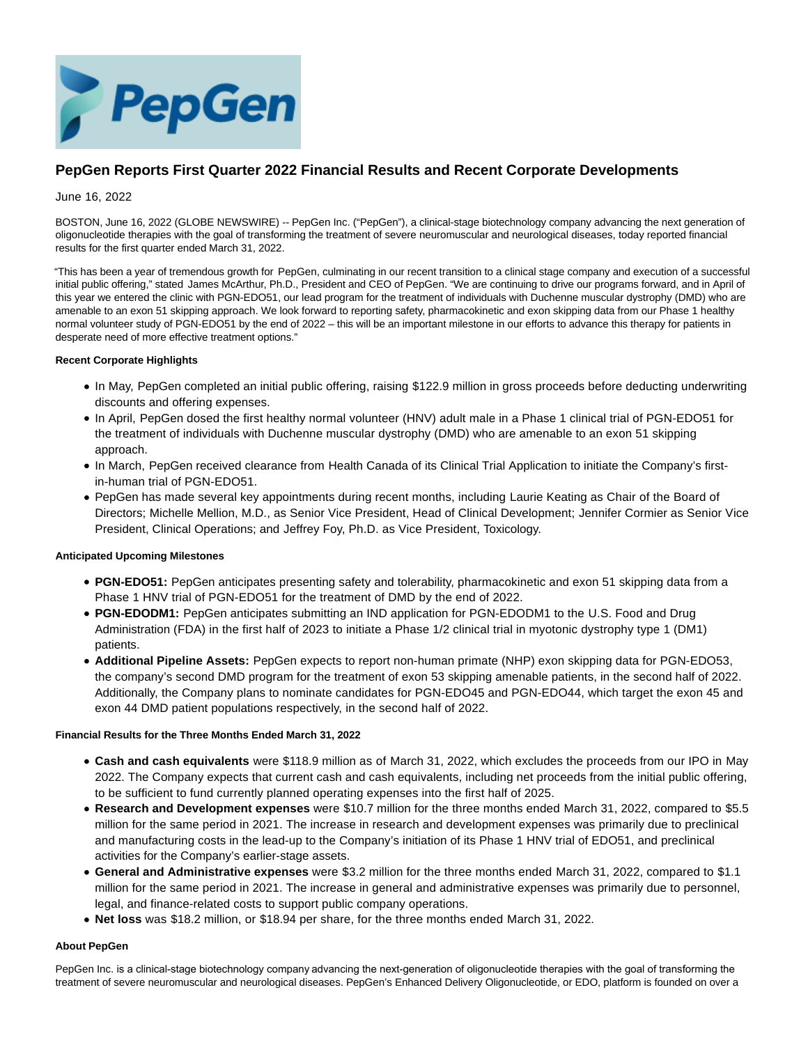# PepGen Reports First Quarter 2022 Financial Results and Recent Corporate Developments

June 16, 2022

BOSTON, June 16, 2022 (GLOBE NEWSWIRE) -- PepGen Inc. ("PepGen"), a clinical-stage biotechnology company advancing the next generation of oligonucleotide therapies with the goal of transforming the treatment of severe neuromuscular and neurological diseases, today reported financial results for the first quarter ended March 31, 2022.

"This has been a year of tremendous growth for PepGen, culminating in our recent transition to a clinical stage company and execution of a successful initial public offering," stated James McArthur, Ph.D., President and CEO of PepGen. "We are continuing to drive our programs forward, and in April of this year we entered the clinic with PGN-EDO51, our lead program for the treatment of individuals with Duchenne muscular dystrophy (DMD) who are amenable to an exon 51 skipping approach. We look forward to reporting safety, pharmacokinetic and exon skipping data from our Phase 1 healthy normal volunteer study of PGN-EDO51 by the end of 2022 – this will be an important milestone in our efforts to advance this therapy for patients in desperate need of more effective treatment options."

#### Recent Corporate Highlights

- In May, PepGen completed an initial public offering, raising $122.9 million in gross proceeds before deducting underwriting discounts and offering expenses.
- In April, PepGen dosed the first healthy normal volunteer (HNV) adult male in a Phase 1 clinical trial of PGN-EDO51 for the treatment of individuals with Duchenne muscular dystrophy (DMD) who are amenable to an exon 51 skipping approach.
- In March, PepGen received clearance from Health Canada of its Clinical Trial Application to initiate the Company's first-in-human trial of PGN-EDO51.
- PepGen has made several key appointments during recent months, including Laurie Keating as Chair of the Board of Directors; Michelle Mellion, M.D., as Senior Vice President, Head of Clinical Development; Jennifer Cormier as Senior Vice President, Clinical Operations; and Jeffrey Foy, Ph.D. as Vice President, Toxicology.

#### Anticipated Upcoming Milestones

- **PGN-EDO51:** PepGen anticipates presenting safety and tolerability, pharmacokinetic and exon 51 skipping data from a Phase 1 HNV trial of PGN-EDO51 for the treatment of DMD by the end of 2022.
- **PGN-EDODM1:** PepGen anticipates submitting an IND application for PGN-EDODM1 to the U.S. Food and Drug Administration (FDA) in the first half of 2023 to initiate a Phase 1/2 clinical trial in myotonic dystrophy type 1 (DM1) patients.
- **Additional Pipeline Assets:** PepGen expects to report non-human primate (NHP) exon skipping data for PGN-EDO53, the company's second DMD program for the treatment of exon 53 skipping amenable patients, in the second half of 2022. Additionally, the Company plans to nominate candidates for PGN-EDO45 and PGN-EDO44, which target the exon 45 and exon 44 DMD patient populations respectively, in the second half of 2022.

#### Financial Results for the Three Months Ended March 31, 2022

- **Cash and cash equivalents** were $118.9 million as of March 31, 2022, which excludes the proceeds from our IPO in May 2022. The Company expects that current cash and cash equivalents, including net proceeds from the initial public offering, to be sufficient to fund currently planned operating expenses into the first half of 2025.
- **Research and Development expenses** were $10.7 million for the three months ended March 31, 2022, compared to $5.5 million for the same period in 2021. The increase in research and development expenses was primarily due to preclinical and manufacturing costs in the lead-up to the Company's initiation of its Phase 1 HNV trial of EDO51, and preclinical activities for the Company's earlier-stage assets.
- **General and Administrative expenses** were $3.2 million for the three months ended March 31, 2022, compared to $1.1 million for the same period in 2021. The increase in general and administrative expenses was primarily due to personnel, legal, and finance-related costs to support public company operations.
- **Net loss** was $18.2 million, or $18.94 per share, for the three months ended March 31, 2022.

#### About PepGen

PepGen Inc. is a clinical-stage biotechnology company advancing the next-generation of oligonucleotide therapies with the goal of transforming the treatment of severe neuromuscular and neurological diseases. PepGen's Enhanced Delivery Oligonucleotide, or EDO, platform is founded on over a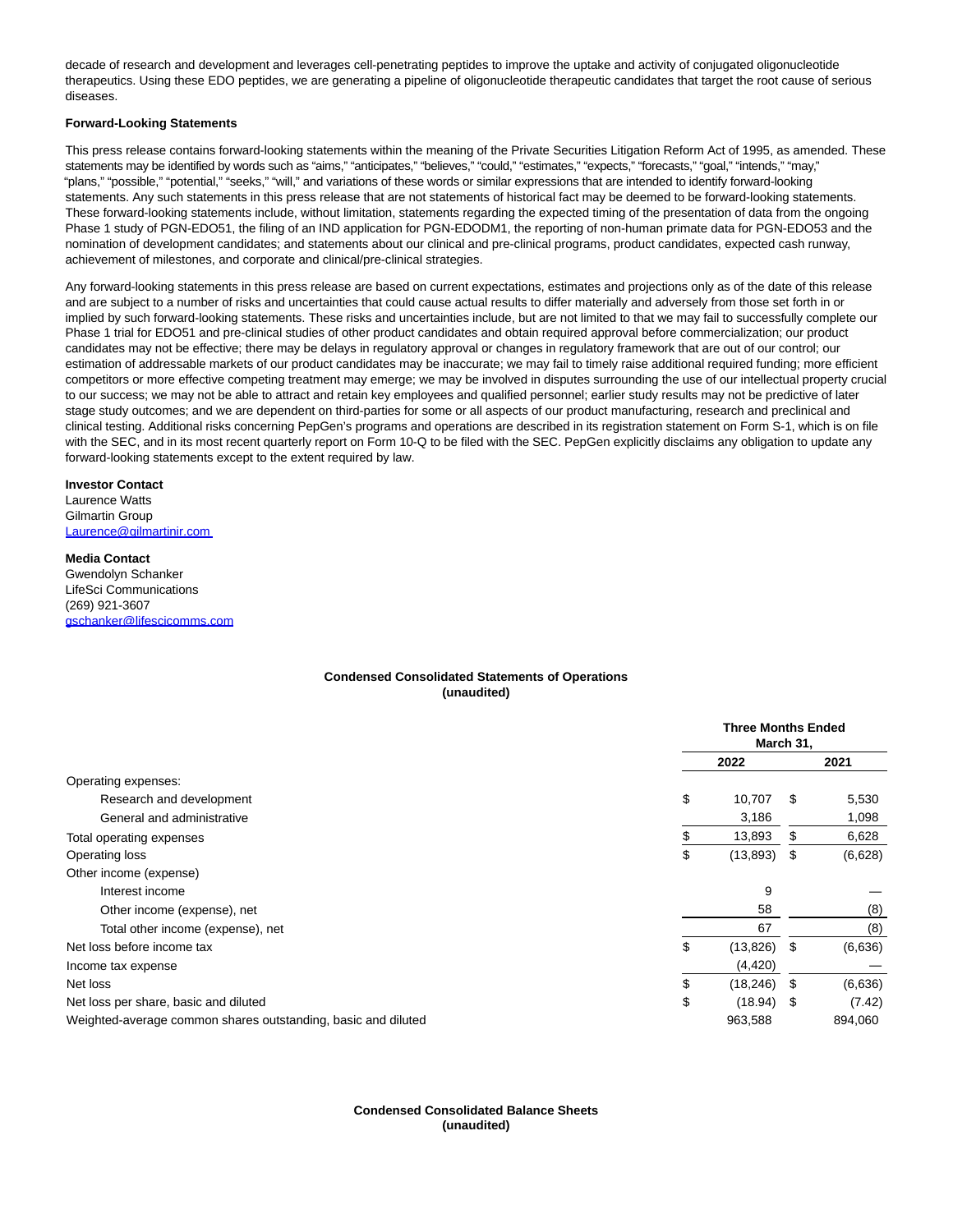decade of research and development and leverages cell-penetrating peptides to improve the uptake and activity of conjugated oligonucleotide therapeutics. Using these EDO peptides, we are generating a pipeline of oligonucleotide therapeutic candidates that target the root cause of serious diseases.

**Forward-Looking Statements**

This press release contains forward-looking statements within the meaning of the Private Securities Litigation Reform Act of 1995, as amended. These statements may be identified by words such as "aims," "anticipates," "believes," "could," "estimates," "expects," "forecasts," "goal," "intends," "may," "plans," "possible," "potential," "seeks," "will," and variations of these words or similar expressions that are intended to identify forward-looking statements. Any such statements in this press release that are not statements of historical fact may be deemed to be forward-looking statements. These forward-looking statements include, without limitation, statements regarding the expected timing of the presentation of data from the ongoing Phase 1 study of PGN-EDO51, the filing of an IND application for PGN-EDODM1, the reporting of non-human primate data for PGN-EDO53 and the nomination of development candidates; and statements about our clinical and pre-clinical programs, product candidates, expected cash runway, achievement of milestones, and corporate and clinical/pre-clinical strategies.

Any forward-looking statements in this press release are based on current expectations, estimates and projections only as of the date of this release and are subject to a number of risks and uncertainties that could cause actual results to differ materially and adversely from those set forth in or implied by such forward-looking statements. These risks and uncertainties include, but are not limited to that we may fail to successfully complete our Phase 1 trial for EDO51 and pre-clinical studies of other product candidates and obtain required approval before commercialization; our product candidates may not be effective; there may be delays in regulatory approval or changes in regulatory framework that are out of our control; our estimation of addressable markets of our product candidates may be inaccurate; we may fail to timely raise additional required funding; more efficient competitors or more effective competing treatment may emerge; we may be involved in disputes surrounding the use of our intellectual property crucial to our success; we may not be able to attract and retain key employees and qualified personnel; earlier study results may not be predictive of later stage study outcomes; and we are dependent on third-parties for some or all aspects of our product manufacturing, research and preclinical and clinical testing. Additional risks concerning PepGen's programs and operations are described in its registration statement on Form S-1, which is on file with the SEC, and in its most recent quarterly report on Form 10-Q to be filed with the SEC. PepGen explicitly disclaims any obligation to update any forward-looking statements except to the extent required by law.

**Investor Contact**
Laurence Watts
Gilmartin Group
Laurence@gilmartinir.com

**Media Contact**
Gwendolyn Schanker
LifeSci Communications
(269) 921-3607
gschanker@lifescicomms.com

**Condensed Consolidated Statements of Operations**
**(unaudited)**

| | Three Months Ended March 31, | |
|---|---|---|
| | 2022 | 2021 |
| Operating expenses: | | |
| Research and development | $ 10,707 | $ 5,530 |
| General and administrative | 3,186 | 1,098 |
| Total operating expenses | $ 13,893 | $ 6,628 |
| Operating loss | $ (13,893) | $ (6,628) |
| Other income (expense) | | |
| Interest income | 9 | — |
| Other income (expense), net | 58 | (8) |
| Total other income (expense), net | 67 | (8) |
| Net loss before income tax | $ (13,826) | $ (6,636) |
| Income tax expense | (4,420) | — |
| Net loss | $ (18,246) | $ (6,636) |
| Net loss per share, basic and diluted | $ (18.94) | $ (7.42) |
| Weighted-average common shares outstanding, basic and diluted | 963,588 | 894,060 |

**Condensed Consolidated Balance Sheets**
**(unaudited)**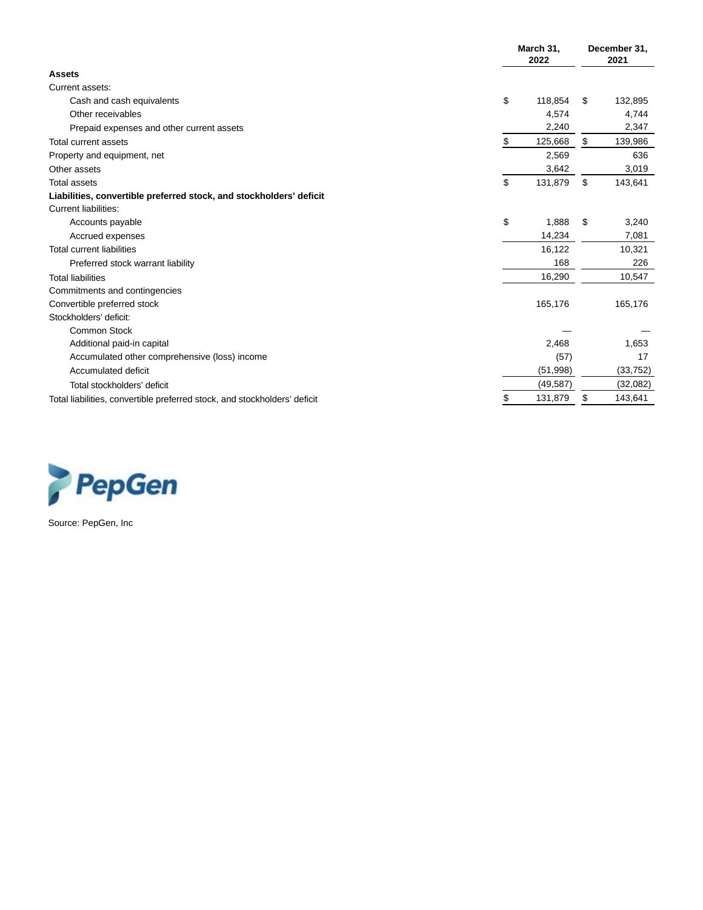| | March 31, 2022 | December 31, 2021 |
|---|---|---|
| **Assets** | | |
| Current assets: | | |
| Cash and cash equivalents | $ 118,854 | $ 132,895 |
| Other receivables | 4,574 | 4,744 |
| Prepaid expenses and other current assets | 2,240 | 2,347 |
| Total current assets | $ 125,668 | $ 139,986 |
| Property and equipment, net | 2,569 | 636 |
| Other assets | 3,642 | 3,019 |
| Total assets | $ 131,879 | $ 143,641 |
| **Liabilities, convertible preferred stock, and stockholders' deficit** | | |
| Current liabilities: | | |
| Accounts payable | $ 1,888 | $ 3,240 |
| Accrued expenses | 14,234 | 7,081 |
| Total current liabilities | 16,122 | 10,321 |
| Preferred stock warrant liability | 168 | 226 |
| Total liabilities | 16,290 | 10,547 |
| Commitments and contingencies | | |
| Convertible preferred stock | 165,176 | 165,176 |
| Stockholders' deficit: | | |
| Common Stock | — | — |
| Additional paid-in capital | 2,468 | 1,653 |
| Accumulated other comprehensive (loss) income | (57) | 17 |
| Accumulated deficit | (51,998) | (33,752) |
| Total stockholders' deficit | (49,587) | (32,082) |
| Total liabilities, convertible preferred stock, and stockholders' deficit | $ 131,879 | $ 143,641 |

PepGen

Source: PepGen, Inc